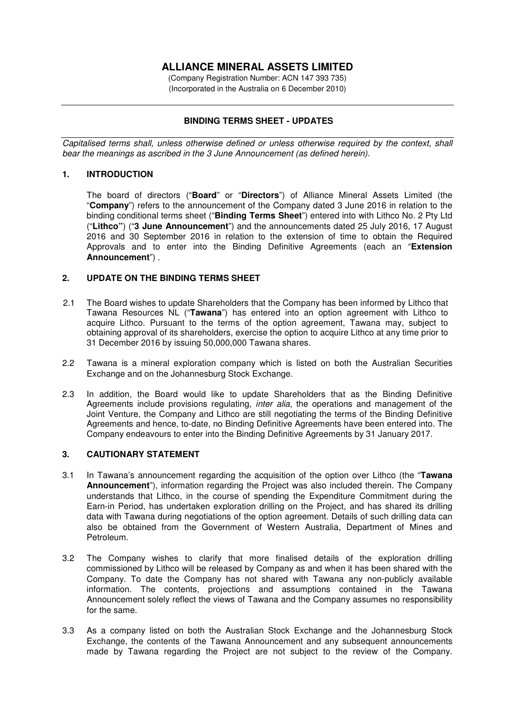# ALLIANCE MINERAL ASSETS LIMITED

(Company Registration Number: ACN 147 393 735)
(Incorporated in the Australia on 6 December 2010)

---

## BINDING TERMS SHEET - UPDATES

*Capitalised terms shall, unless otherwise defined or unless otherwise required by the context, shall bear the meanings as ascribed in the 3 June Announcement (as defined herein).*

### 1. INTRODUCTION

The board of directors ("**Board**" or "**Directors**") of Alliance Mineral Assets Limited (the "**Company**") refers to the announcement of the Company dated 3 June 2016 in relation to the binding conditional terms sheet ("**Binding Terms Sheet**") entered into with Lithco No. 2 Pty Ltd ("**Lithco"**) ("**3 June Announcement**") and the announcements dated 25 July 2016, 17 August 2016 and 30 September 2016 in relation to the extension of time to obtain the Required Approvals and to enter into the Binding Definitive Agreements (each an "**Extension Announcement**") .

### 2. UPDATE ON THE BINDING TERMS SHEET

2.1 The Board wishes to update Shareholders that the Company has been informed by Lithco that Tawana Resources NL ("**Tawana**") has entered into an option agreement with Lithco to acquire Lithco. Pursuant to the terms of the option agreement, Tawana may, subject to obtaining approval of its shareholders, exercise the option to acquire Lithco at any time prior to 31 December 2016 by issuing 50,000,000 Tawana shares.

2.2 Tawana is a mineral exploration company which is listed on both the Australian Securities Exchange and on the Johannesburg Stock Exchange.

2.3 In addition, the Board would like to update Shareholders that as the Binding Definitive Agreements include provisions regulating, *inter alia*, the operations and management of the Joint Venture, the Company and Lithco are still negotiating the terms of the Binding Definitive Agreements and hence, to-date, no Binding Definitive Agreements have been entered into. The Company endeavours to enter into the Binding Definitive Agreements by 31 January 2017.

### 3. CAUTIONARY STATEMENT

3.1 In Tawana's announcement regarding the acquisition of the option over Lithco (the "**Tawana Announcement**"), information regarding the Project was also included therein. The Company understands that Lithco, in the course of spending the Expenditure Commitment during the Earn-in Period, has undertaken exploration drilling on the Project, and has shared its drilling data with Tawana during negotiations of the option agreement. Details of such drilling data can also be obtained from the Government of Western Australia, Department of Mines and Petroleum.

3.2 The Company wishes to clarify that more finalised details of the exploration drilling commissioned by Lithco will be released by Company as and when it has been shared with the Company. To date the Company has not shared with Tawana any non-publicly available information. The contents, projections and assumptions contained in the Tawana Announcement solely reflect the views of Tawana and the Company assumes no responsibility for the same.

3.3 As a company listed on both the Australian Stock Exchange and the Johannesburg Stock Exchange, the contents of the Tawana Announcement and any subsequent announcements made by Tawana regarding the Project are not subject to the review of the Company.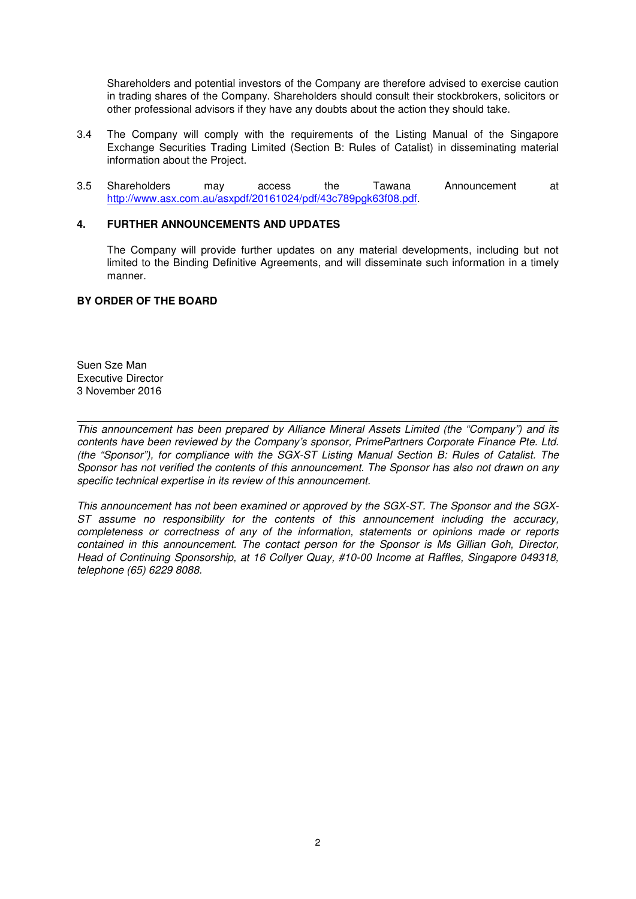Shareholders and potential investors of the Company are therefore advised to exercise caution in trading shares of the Company. Shareholders should consult their stockbrokers, solicitors or other professional advisors if they have any doubts about the action they should take.

3.4 The Company will comply with the requirements of the Listing Manual of the Singapore Exchange Securities Trading Limited (Section B: Rules of Catalist) in disseminating material information about the Project.

3.5 Shareholders may access the Tawana Announcement at http://www.asx.com.au/asxpdf/20161024/pdf/43c789pgk63f08.pdf.

**4. FURTHER ANNOUNCEMENTS AND UPDATES**

The Company will provide further updates on any material developments, including but not limited to the Binding Definitive Agreements, and will disseminate such information in a timely manner.

**BY ORDER OF THE BOARD**

Suen Sze Man
Executive Director
3 November 2016

---

*This announcement has been prepared by Alliance Mineral Assets Limited (the "Company") and its contents have been reviewed by the Company's sponsor, PrimePartners Corporate Finance Pte. Ltd. (the "Sponsor"), for compliance with the SGX-ST Listing Manual Section B: Rules of Catalist. The Sponsor has not verified the contents of this announcement. The Sponsor has also not drawn on any specific technical expertise in its review of this announcement.*

*This announcement has not been examined or approved by the SGX-ST. The Sponsor and the SGX-ST assume no responsibility for the contents of this announcement including the accuracy, completeness or correctness of any of the information, statements or opinions made or reports contained in this announcement. The contact person for the Sponsor is Ms Gillian Goh, Director, Head of Continuing Sponsorship, at 16 Collyer Quay, #10-00 Income at Raffles, Singapore 049318, telephone (65) 6229 8088.*